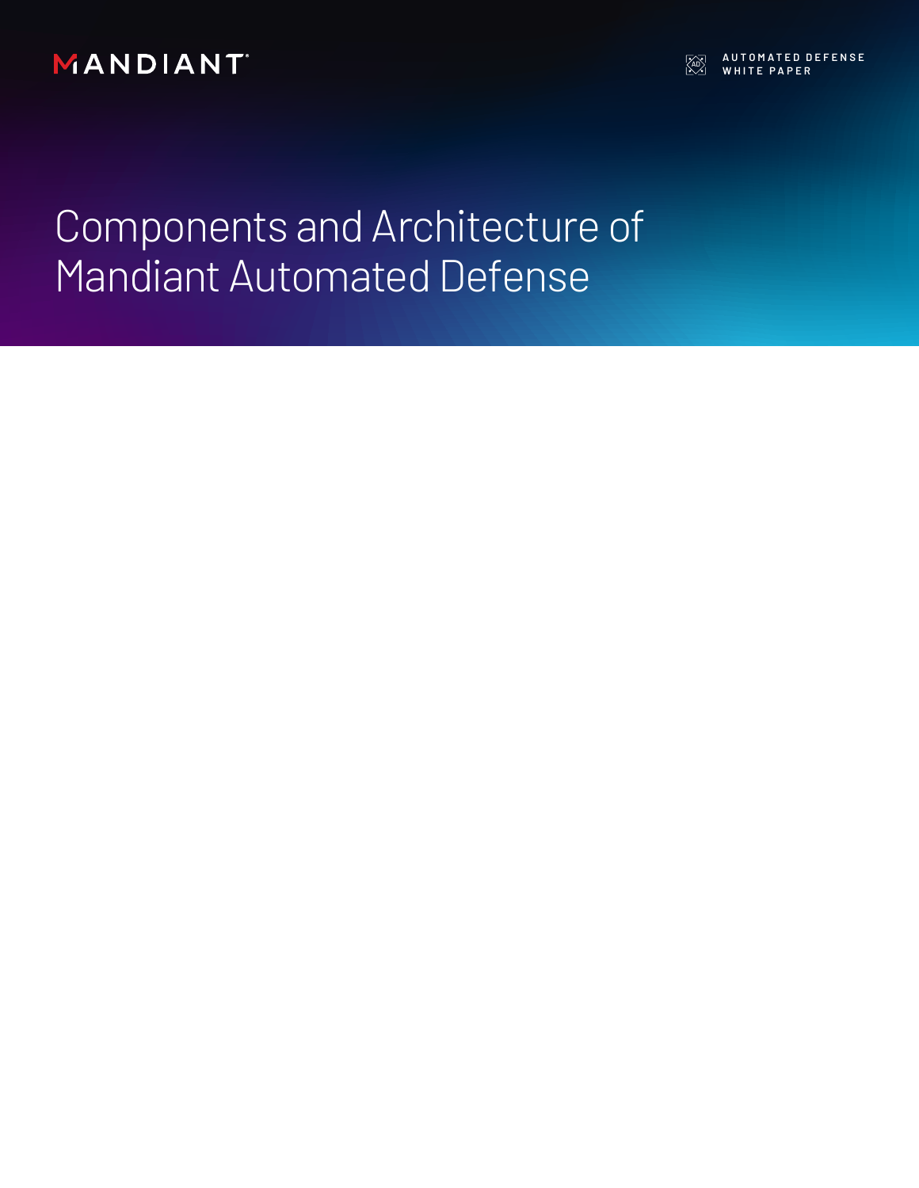MANDIANT

AUTOMATED DEFENSE
WHITE PAPER

# Components and Architecture of Mandiant Automated Defense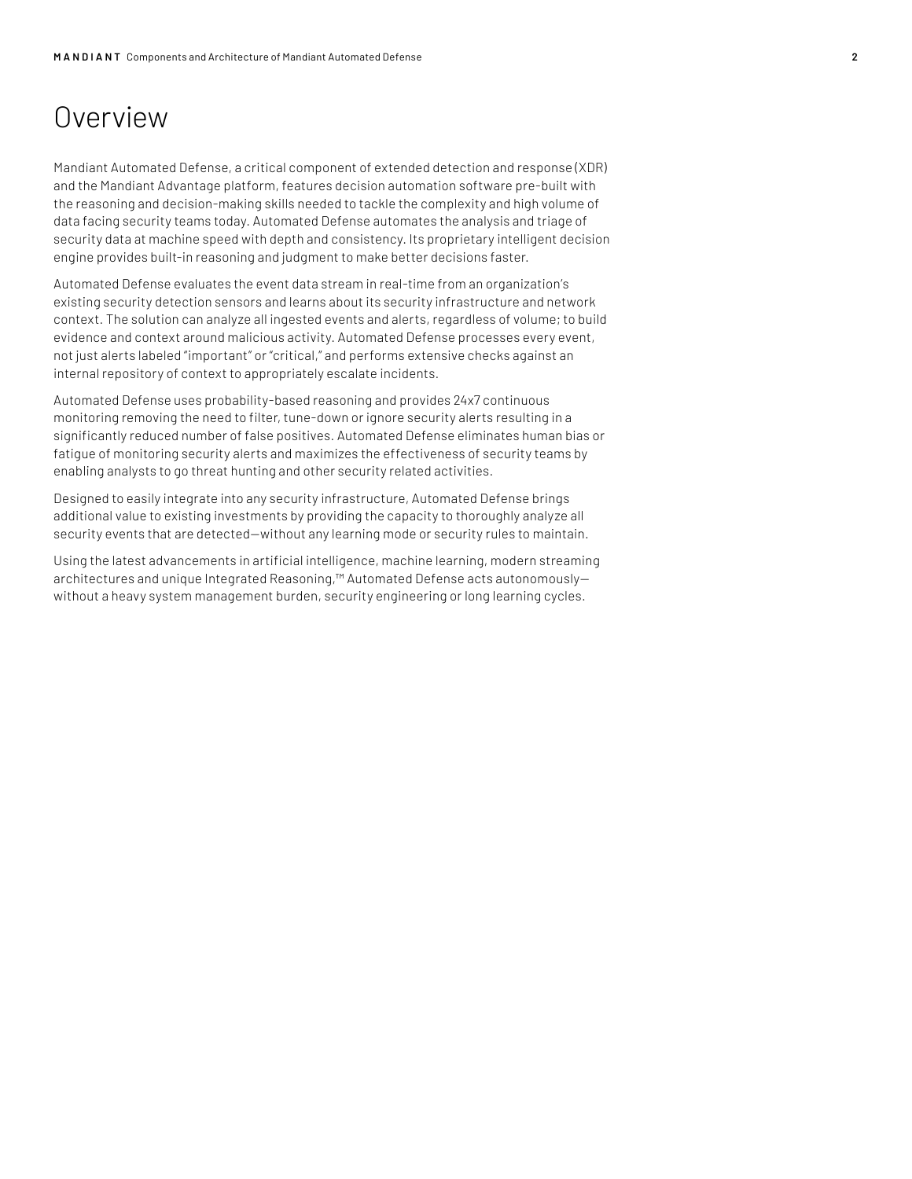# Overview

Mandiant Automated Defense, a critical component of extended detection and response (XDR) and the Mandiant Advantage platform, features decision automation software pre-built with the reasoning and decision-making skills needed to tackle the complexity and high volume of data facing security teams today. Automated Defense automates the analysis and triage of security data at machine speed with depth and consistency. Its proprietary intelligent decision engine provides built-in reasoning and judgment to make better decisions faster.

Automated Defense evaluates the event data stream in real-time from an organization's existing security detection sensors and learns about its security infrastructure and network context. The solution can analyze all ingested events and alerts, regardless of volume; to build evidence and context around malicious activity. Automated Defense processes every event, not just alerts labeled "important" or "critical," and performs extensive checks against an internal repository of context to appropriately escalate incidents.

Automated Defense uses probability-based reasoning and provides 24x7 continuous monitoring removing the need to filter, tune-down or ignore security alerts resulting in a significantly reduced number of false positives. Automated Defense eliminates human bias or fatigue of monitoring security alerts and maximizes the effectiveness of security teams by enabling analysts to go threat hunting and other security related activities.

Designed to easily integrate into any security infrastructure, Automated Defense brings additional value to existing investments by providing the capacity to thoroughly analyze all security events that are detected—without any learning mode or security rules to maintain.

Using the latest advancements in artificial intelligence, machine learning, modern streaming architectures and unique Integrated Reasoning,™ Automated Defense acts autonomously—without a heavy system management burden, security engineering or long learning cycles.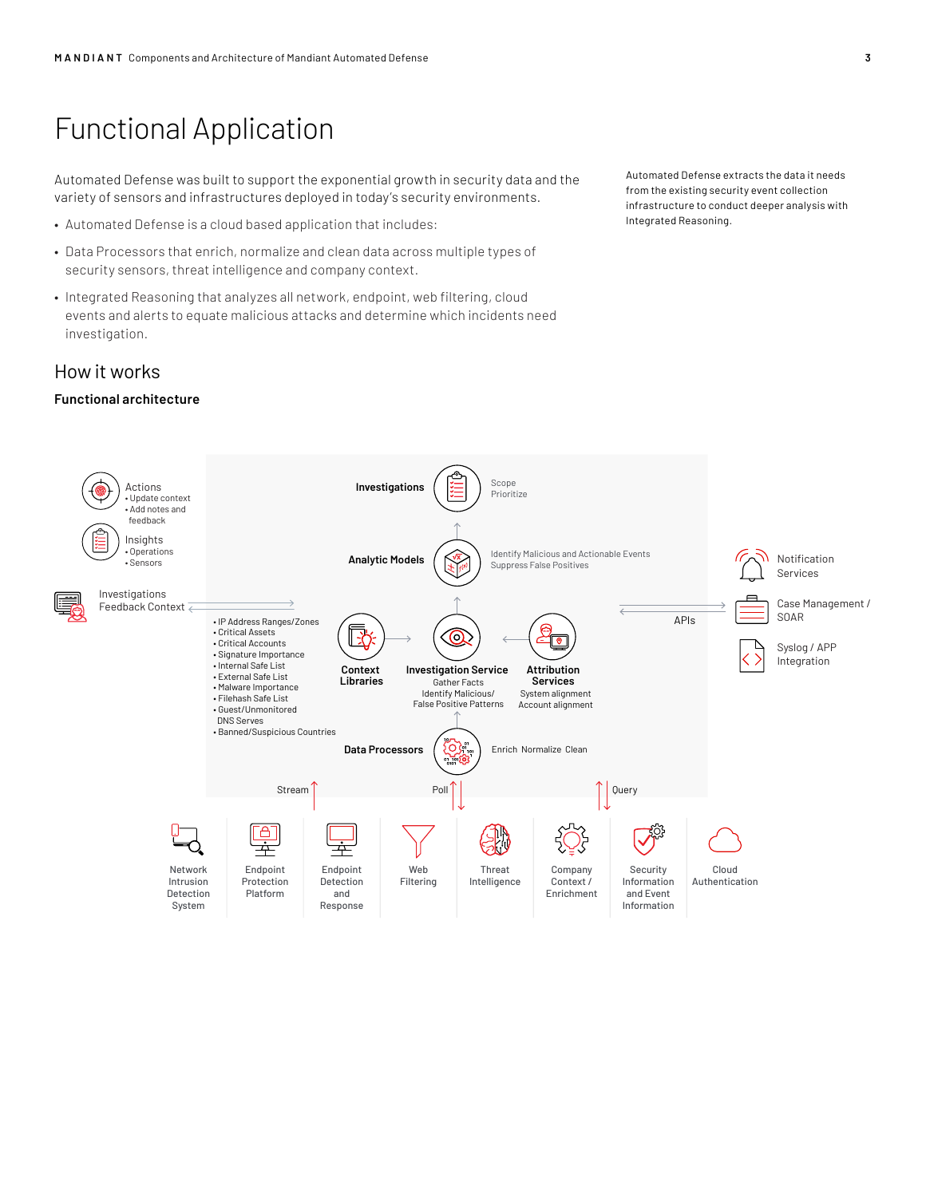# Functional Application

Automated Defense was built to support the exponential growth in security data and the variety of sensors and infrastructures deployed in today's security environments.

- Automated Defense is a cloud based application that includes:
- Data Processors that enrich, normalize and clean data across multiple types of security sensors, threat intelligence and company context.
- Integrated Reasoning that analyzes all network, endpoint, web filtering, cloud events and alerts to equate malicious attacks and determine which incidents need investigation.

Automated Defense extracts the data it needs from the existing security event collection infrastructure to conduct deeper analysis with Integrated Reasoning.

## How it works

**Functional architecture**

Actions
- Update context
- Add notes and feedback

Insights
- Operations
- Sensors

Investigations Feedback Context

**Investigations** — Scope, Prioritize

**Analytic Models** — Identify Malicious and Actionable Events, Suppress False Positives

- IP Address Ranges/Zones
- Critical Assets
- Critical Accounts
- Signature Importance
- Internal Safe List
- External Safe List
- Malware Importance
- Filehash Safe List
- Guest/Unmonitored DNS Serves
- Banned/Suspicious Countries

**Context Libraries**

**Investigation Service** — Gather Facts, Identify Malicious/ False Positive Patterns

**Attribution Services** — System alignment, Account alignment

**Data Processors** — Enrich Normalize Clean

APIs

Notification Services

Case Management / SOAR

Syslog / APP Integration

Stream — Poll — Query

Network Intrusion Detection System | Endpoint Protection Platform | Endpoint Detection and Response | Web Filtering | Threat Intelligence | Company Context / Enrichment | Security Information and Event Information | Cloud Authentication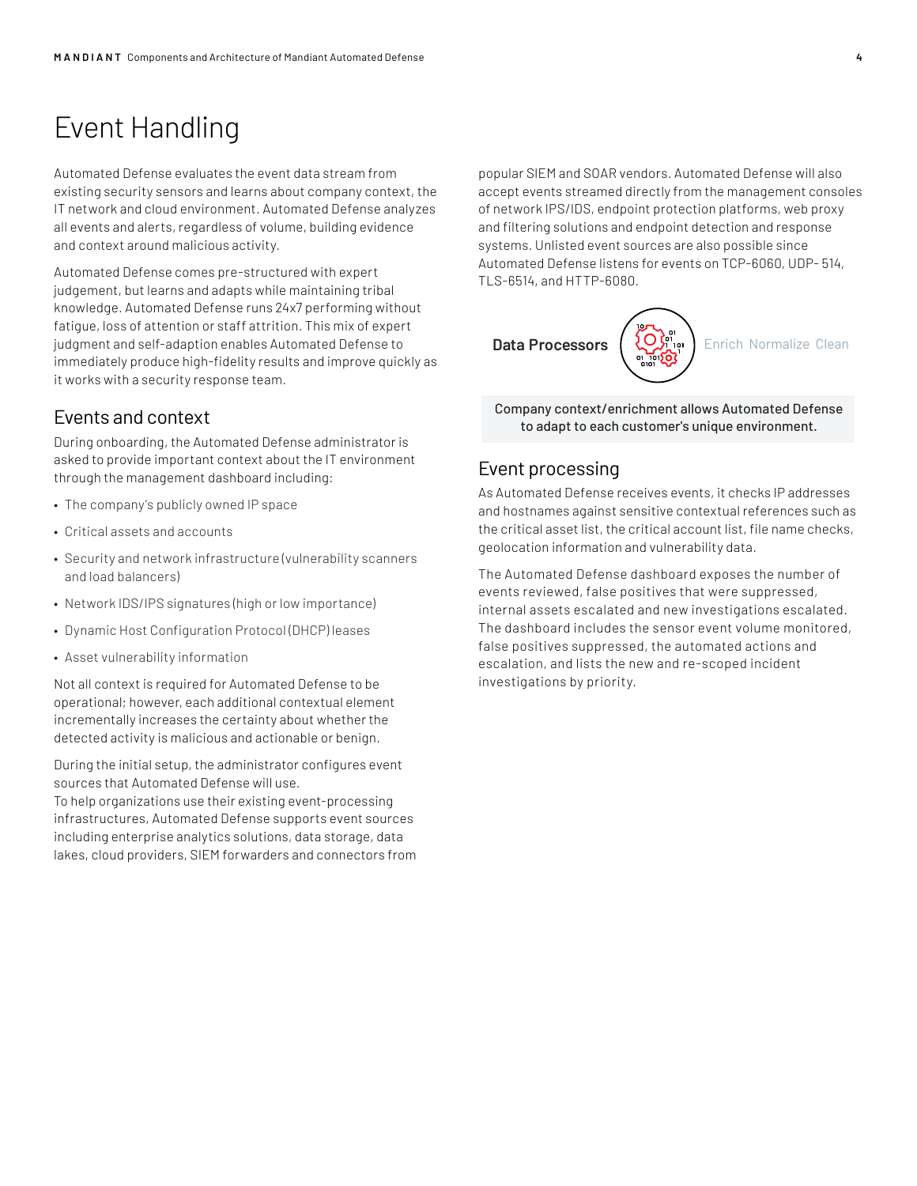# Event Handling

Automated Defense evaluates the event data stream from existing security sensors and learns about company context, the IT network and cloud environment. Automated Defense analyzes all events and alerts, regardless of volume, building evidence and context around malicious activity.

Automated Defense comes pre-structured with expert judgement, but learns and adapts while maintaining tribal knowledge. Automated Defense runs 24x7 performing without fatigue, loss of attention or staff attrition. This mix of expert judgment and self-adaption enables Automated Defense to immediately produce high-fidelity results and improve quickly as it works with a security response team.

## Events and context

During onboarding, the Automated Defense administrator is asked to provide important context about the IT environment through the management dashboard including:

- The company's publicly owned IP space
- Critical assets and accounts
- Security and network infrastructure (vulnerability scanners and load balancers)
- Network IDS/IPS signatures (high or low importance)
- Dynamic Host Configuration Protocol (DHCP) leases
- Asset vulnerability information

Not all context is required for Automated Defense to be operational; however, each additional contextual element incrementally increases the certainty about whether the detected activity is malicious and actionable or benign.

During the initial setup, the administrator configures event sources that Automated Defense will use.
To help organizations use their existing event-processing infrastructures, Automated Defense supports event sources including enterprise analytics solutions, data storage, data lakes, cloud providers, SIEM forwarders and connectors from popular SIEM and SOAR vendors. Automated Defense will also accept events streamed directly from the management consoles of network IPS/IDS, endpoint protection platforms, web proxy and filtering solutions and endpoint detection and response systems. Unlisted event sources are also possible since Automated Defense listens for events on TCP-6060, UDP- 514, TLS-6514, and HTTP-6080.

**Data Processors** Enrich Normalize Clean

**Company context/enrichment allows Automated Defense to adapt to each customer's unique environment.**

## Event processing

As Automated Defense receives events, it checks IP addresses and hostnames against sensitive contextual references such as the critical asset list, the critical account list, file name checks, geolocation information and vulnerability data.

The Automated Defense dashboard exposes the number of events reviewed, false positives that were suppressed, internal assets escalated and new investigations escalated. The dashboard includes the sensor event volume monitored, false positives suppressed, the automated actions and escalation, and lists the new and re-scoped incident investigations by priority.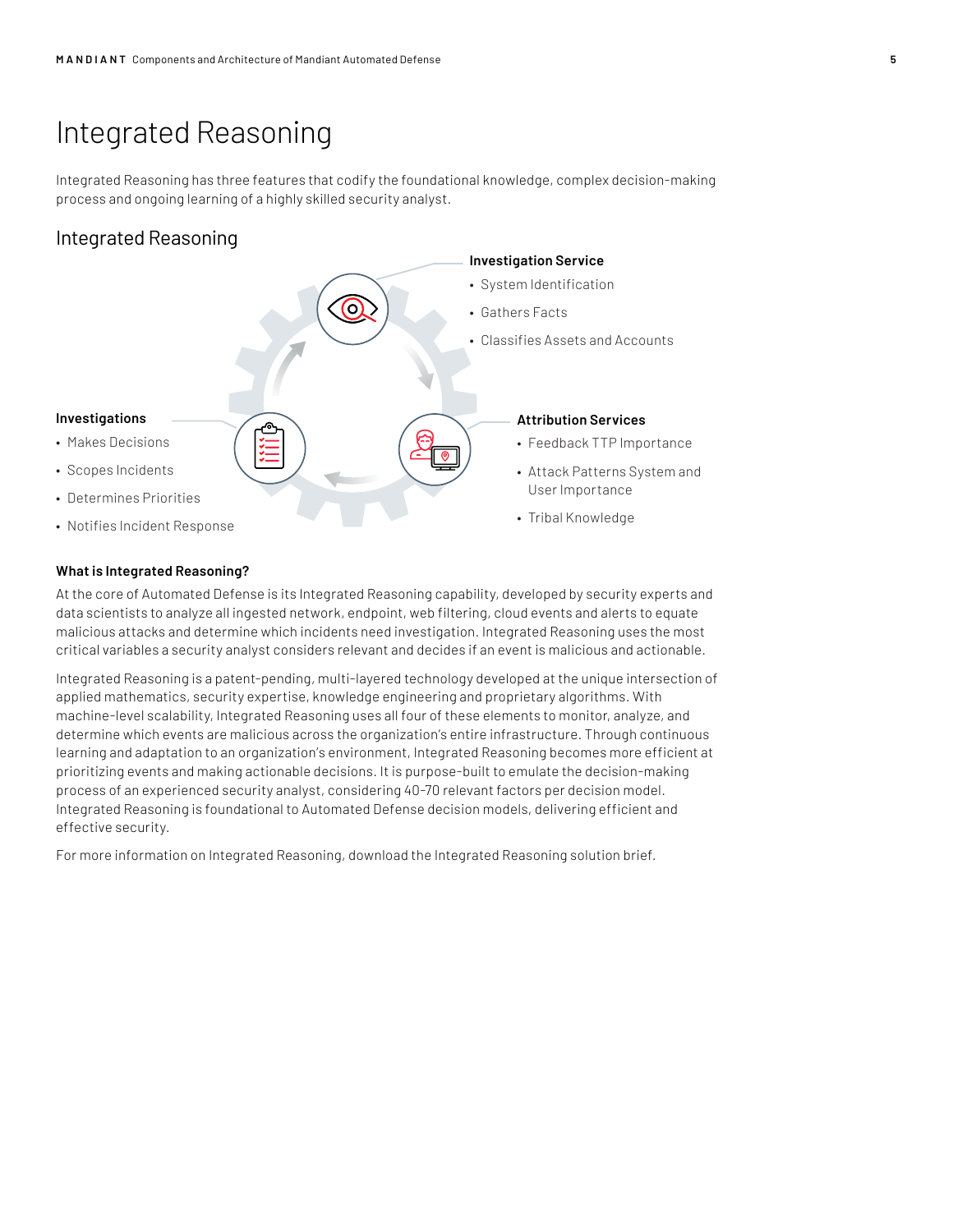# Integrated Reasoning

Integrated Reasoning has three features that codify the foundational knowledge, complex decision-making process and ongoing learning of a highly skilled security analyst.

## Integrated Reasoning

**Investigation Service**

- System Identification
- Gathers Facts
- Classifies Assets and Accounts

**Attribution Services**

- Feedback TTP Importance
- Attack Patterns System and User Importance
- Tribal Knowledge

**Investigations**

- Makes Decisions
- Scopes Incidents
- Determines Priorities
- Notifies Incident Response

**What is Integrated Reasoning?**

At the core of Automated Defense is its Integrated Reasoning capability, developed by security experts and data scientists to analyze all ingested network, endpoint, web filtering, cloud events and alerts to equate malicious attacks and determine which incidents need investigation. Integrated Reasoning uses the most critical variables a security analyst considers relevant and decides if an event is malicious and actionable.

Integrated Reasoning is a patent-pending, multi-layered technology developed at the unique intersection of applied mathematics, security expertise, knowledge engineering and proprietary algorithms. With machine-level scalability, Integrated Reasoning uses all four of these elements to monitor, analyze, and determine which events are malicious across the organization's entire infrastructure. Through continuous learning and adaptation to an organization's environment, Integrated Reasoning becomes more efficient at prioritizing events and making actionable decisions. It is purpose-built to emulate the decision-making process of an experienced security analyst, considering 40-70 relevant factors per decision model. Integrated Reasoning is foundational to Automated Defense decision models, delivering efficient and effective security.

For more information on Integrated Reasoning, download the Integrated Reasoning solution brief.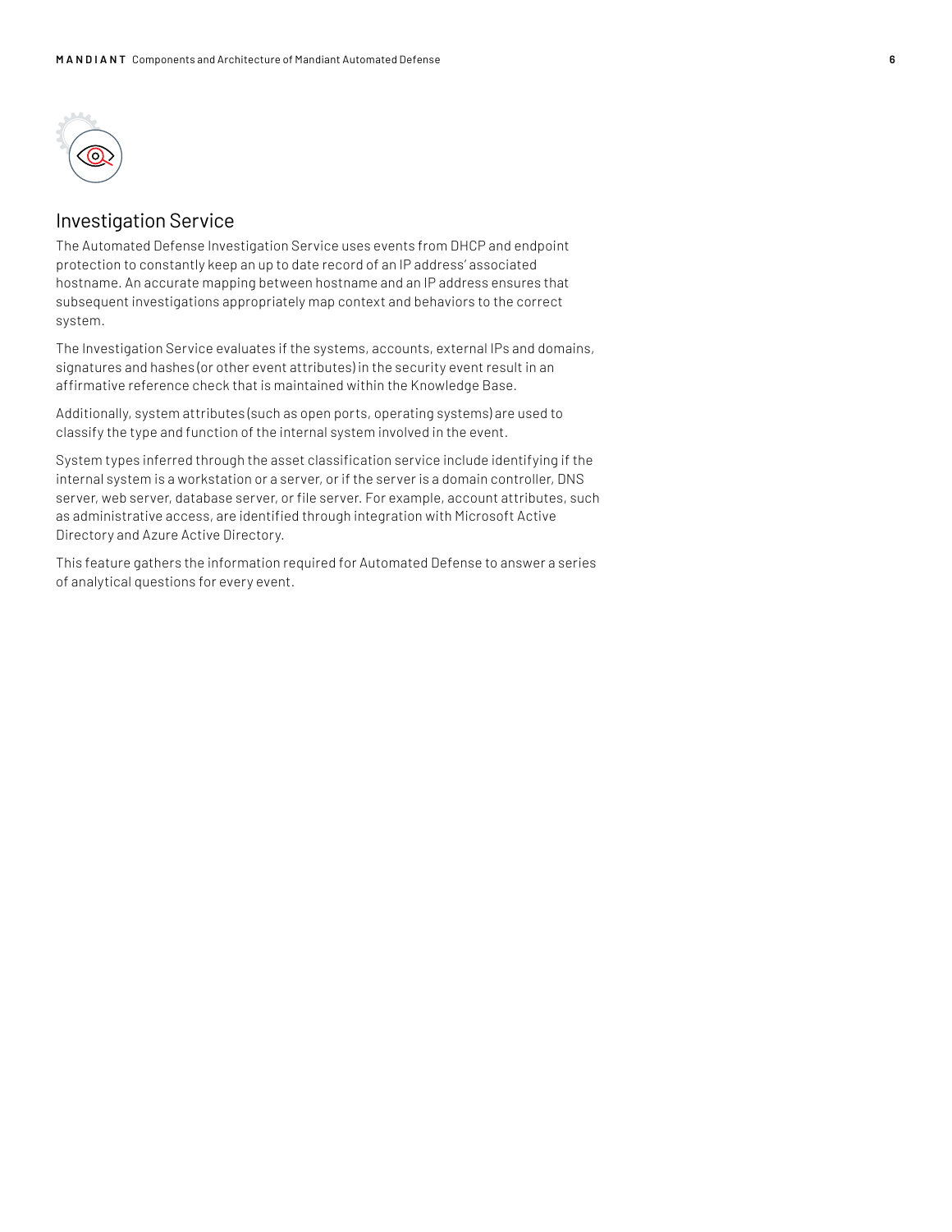## Investigation Service

The Automated Defense Investigation Service uses events from DHCP and endpoint protection to constantly keep an up to date record of an IP address' associated hostname. An accurate mapping between hostname and an IP address ensures that subsequent investigations appropriately map context and behaviors to the correct system.

The Investigation Service evaluates if the systems, accounts, external IPs and domains, signatures and hashes (or other event attributes) in the security event result in an affirmative reference check that is maintained within the Knowledge Base.

Additionally, system attributes (such as open ports, operating systems) are used to classify the type and function of the internal system involved in the event.

System types inferred through the asset classification service include identifying if the internal system is a workstation or a server, or if the server is a domain controller, DNS server, web server, database server, or file server. For example, account attributes, such as administrative access, are identified through integration with Microsoft Active Directory and Azure Active Directory.

This feature gathers the information required for Automated Defense to answer a series of analytical questions for every event.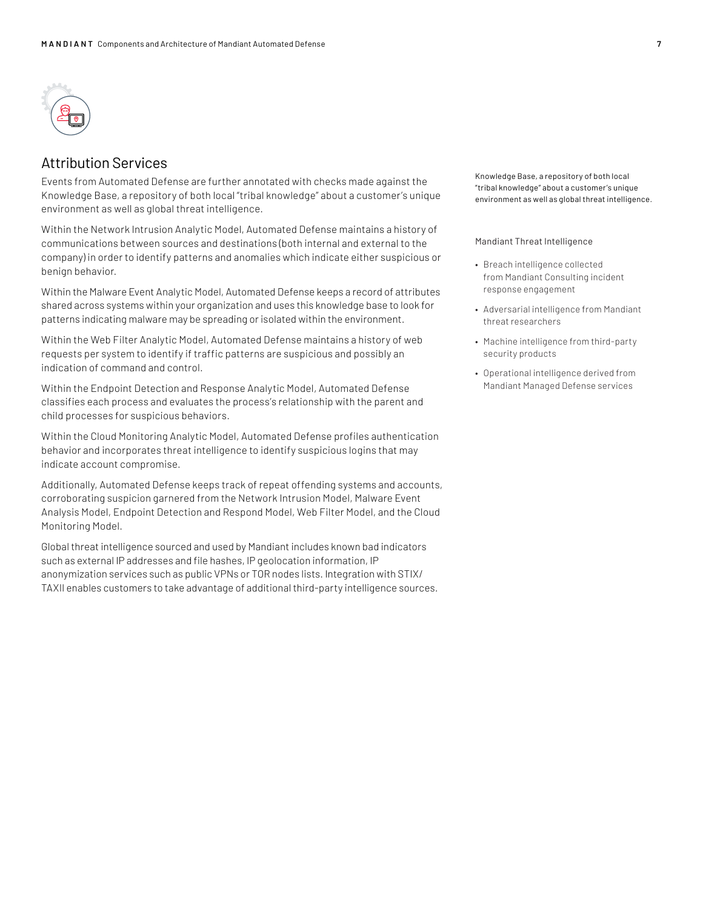## Attribution Services

Events from Automated Defense are further annotated with checks made against the Knowledge Base, a repository of both local "tribal knowledge" about a customer's unique environment as well as global threat intelligence.

Within the Network Intrusion Analytic Model, Automated Defense maintains a history of communications between sources and destinations (both internal and external to the company) in order to identify patterns and anomalies which indicate either suspicious or benign behavior.

Within the Malware Event Analytic Model, Automated Defense keeps a record of attributes shared across systems within your organization and uses this knowledge base to look for patterns indicating malware may be spreading or isolated within the environment.

Within the Web Filter Analytic Model, Automated Defense maintains a history of web requests per system to identify if traffic patterns are suspicious and possibly an indication of command and control.

Within the Endpoint Detection and Response Analytic Model, Automated Defense classifies each process and evaluates the process's relationship with the parent and child processes for suspicious behaviors.

Within the Cloud Monitoring Analytic Model, Automated Defense profiles authentication behavior and incorporates threat intelligence to identify suspicious logins that may indicate account compromise.

Additionally, Automated Defense keeps track of repeat offending systems and accounts, corroborating suspicion garnered from the Network Intrusion Model, Malware Event Analysis Model, Endpoint Detection and Respond Model, Web Filter Model, and the Cloud Monitoring Model.

Global threat intelligence sourced and used by Mandiant includes known bad indicators such as external IP addresses and file hashes, IP geolocation information, IP anonymization services such as public VPNs or TOR nodes lists. Integration with STIX/TAXII enables customers to take advantage of additional third-party intelligence sources.

Knowledge Base, a repository of both local "tribal knowledge" about a customer's unique environment as well as global threat intelligence.

Mandiant Threat Intelligence

- Breach intelligence collected from Mandiant Consulting incident response engagement
- Adversarial intelligence from Mandiant threat researchers
- Machine intelligence from third-party security products
- Operational intelligence derived from Mandiant Managed Defense services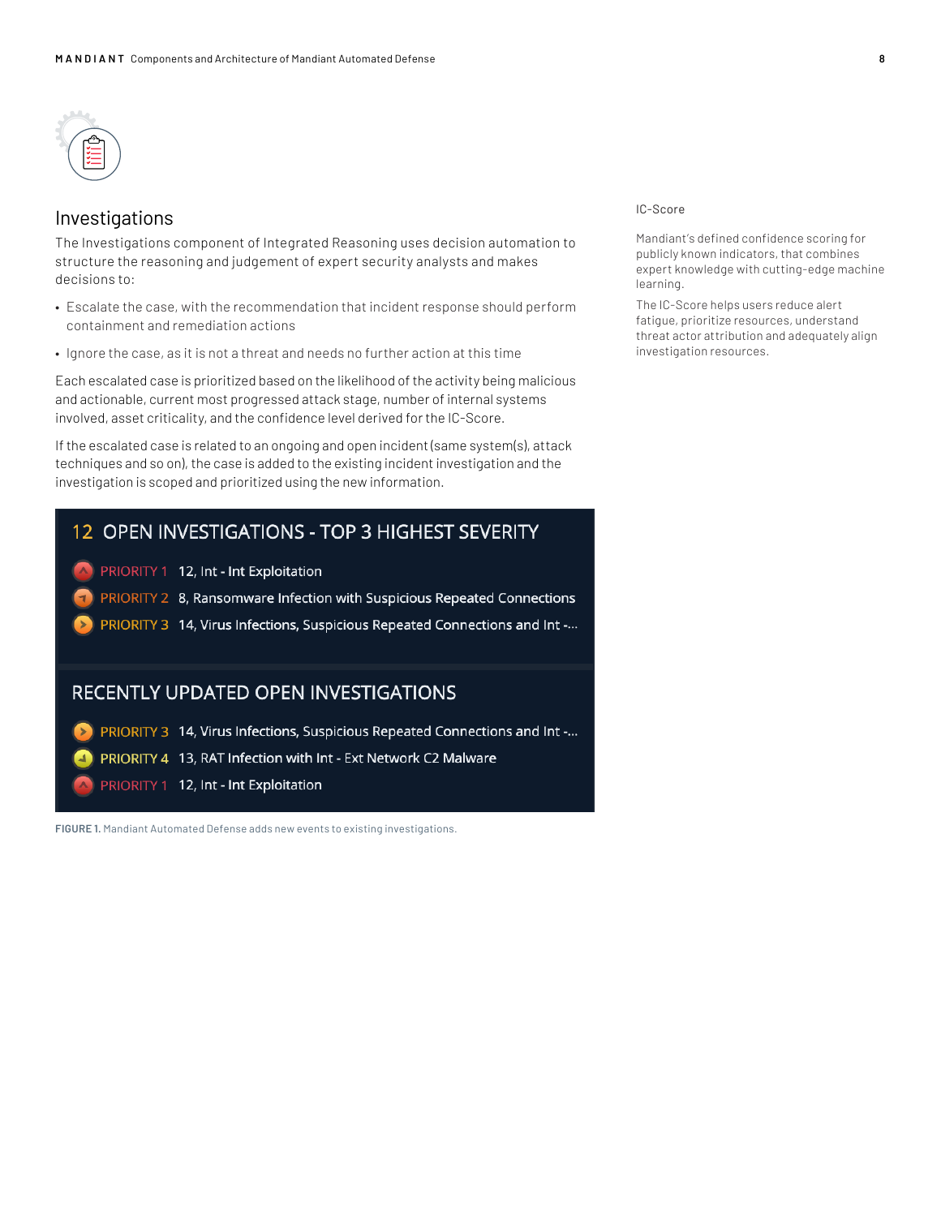## Investigations

The Investigations component of Integrated Reasoning uses decision automation to structure the reasoning and judgement of expert security analysts and makes decisions to:

- Escalate the case, with the recommendation that incident response should perform containment and remediation actions
- Ignore the case, as it is not a threat and needs no further action at this time

Each escalated case is prioritized based on the likelihood of the activity being malicious and actionable, current most progressed attack stage, number of internal systems involved, asset criticality, and the confidence level derived for the IC-Score.

If the escalated case is related to an ongoing and open incident (same system(s), attack techniques and so on), the case is added to the existing incident investigation and the investigation is scoped and prioritized using the new information.

**12 OPEN INVESTIGATIONS - TOP 3 HIGHEST SEVERITY**

- PRIORITY 1 12, Int - Int Exploitation
- PRIORITY 2 8, Ransomware Infection with Suspicious Repeated Connections
- PRIORITY 3 14, Virus Infections, Suspicious Repeated Connections and Int -...

**RECENTLY UPDATED OPEN INVESTIGATIONS**

- PRIORITY 3 14, Virus Infections, Suspicious Repeated Connections and Int -...
- PRIORITY 4 13, RAT Infection with Int - Ext Network C2 Malware
- PRIORITY 1 12, Int - Int Exploitation

**FIGURE 1.** Mandiant Automated Defense adds new events to existing investigations.

IC-Score

Mandiant's defined confidence scoring for publicly known indicators, that combines expert knowledge with cutting-edge machine learning.

The IC-Score helps users reduce alert fatigue, prioritize resources, understand threat actor attribution and adequately align investigation resources.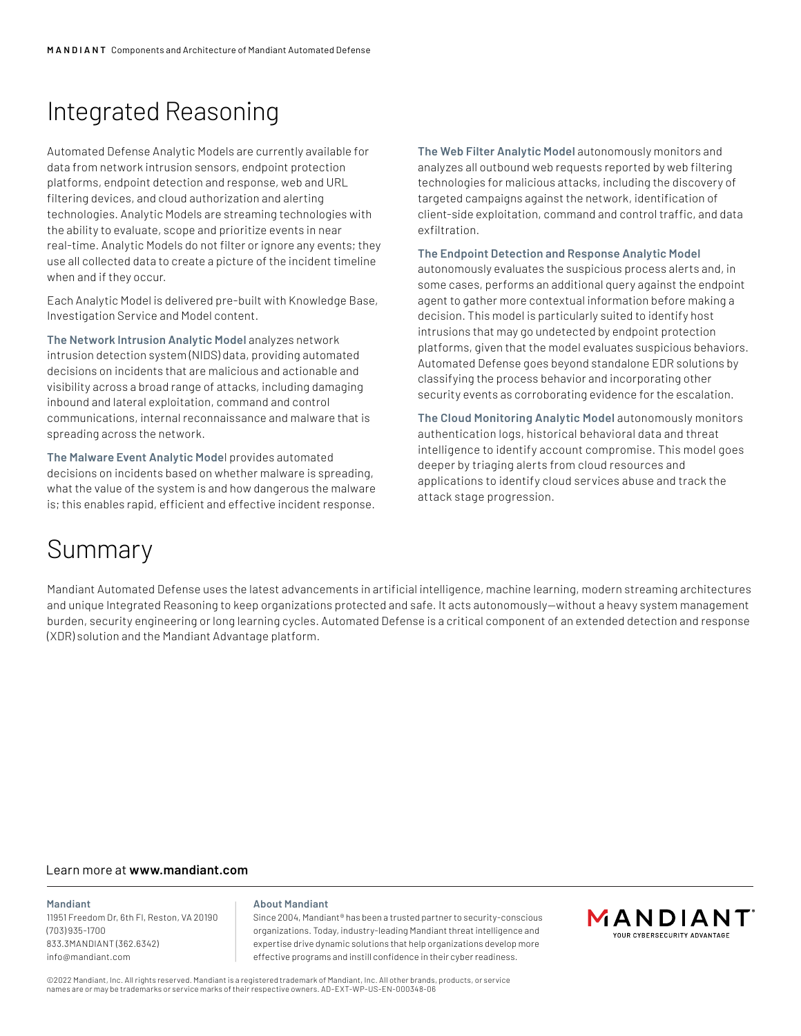# Integrated Reasoning

Automated Defense Analytic Models are currently available for data from network intrusion sensors, endpoint protection platforms, endpoint detection and response, web and URL filtering devices, and cloud authorization and alerting technologies. Analytic Models are streaming technologies with the ability to evaluate, scope and prioritize events in near real-time. Analytic Models do not filter or ignore any events; they use all collected data to create a picture of the incident timeline when and if they occur.

Each Analytic Model is delivered pre-built with Knowledge Base, Investigation Service and Model content.

**The Network Intrusion Analytic Model** analyzes network intrusion detection system (NIDS) data, providing automated decisions on incidents that are malicious and actionable and visibility across a broad range of attacks, including damaging inbound and lateral exploitation, command and control communications, internal reconnaissance and malware that is spreading across the network.

**The Malware Event Analytic Model** provides automated decisions on incidents based on whether malware is spreading, what the value of the system is and how dangerous the malware is; this enables rapid, efficient and effective incident response.

**The Web Filter Analytic Model** autonomously monitors and analyzes all outbound web requests reported by web filtering technologies for malicious attacks, including the discovery of targeted campaigns against the network, identification of client-side exploitation, command and control traffic, and data exfiltration.

**The Endpoint Detection and Response Analytic Model** autonomously evaluates the suspicious process alerts and, in some cases, performs an additional query against the endpoint agent to gather more contextual information before making a decision. This model is particularly suited to identify host intrusions that may go undetected by endpoint protection platforms, given that the model evaluates suspicious behaviors. Automated Defense goes beyond standalone EDR solutions by classifying the process behavior and incorporating other security events as corroborating evidence for the escalation.

**The Cloud Monitoring Analytic Model** autonomously monitors authentication logs, historical behavioral data and threat intelligence to identify account compromise. This model goes deeper by triaging alerts from cloud resources and applications to identify cloud services abuse and track the attack stage progression.

# Summary

Mandiant Automated Defense uses the latest advancements in artificial intelligence, machine learning, modern streaming architectures and unique Integrated Reasoning to keep organizations protected and safe. It acts autonomously—without a heavy system management burden, security engineering or long learning cycles. Automated Defense is a critical component of an extended detection and response (XDR) solution and the Mandiant Advantage platform.

Learn more at **www.mandiant.com**

**Mandiant**
11951 Freedom Dr, 6th Fl, Reston, VA 20190
(703) 935-1700
833.3MANDIANT (362.6342)
info@mandiant.com

**About Mandiant**
Since 2004, Mandiant® has been a trusted partner to security-conscious organizations. Today, industry-leading Mandiant threat intelligence and expertise drive dynamic solutions that help organizations develop more effective programs and instill confidence in their cyber readiness.

MANDIANT®
YOUR CYBERSECURITY ADVANTAGE

©2022 Mandiant, Inc. All rights reserved. Mandiant is a registered trademark of Mandiant, Inc. All other brands, products, or service names are or may be trademarks or service marks of their respective owners. AD-EXT-WP-US-EN-000348-06